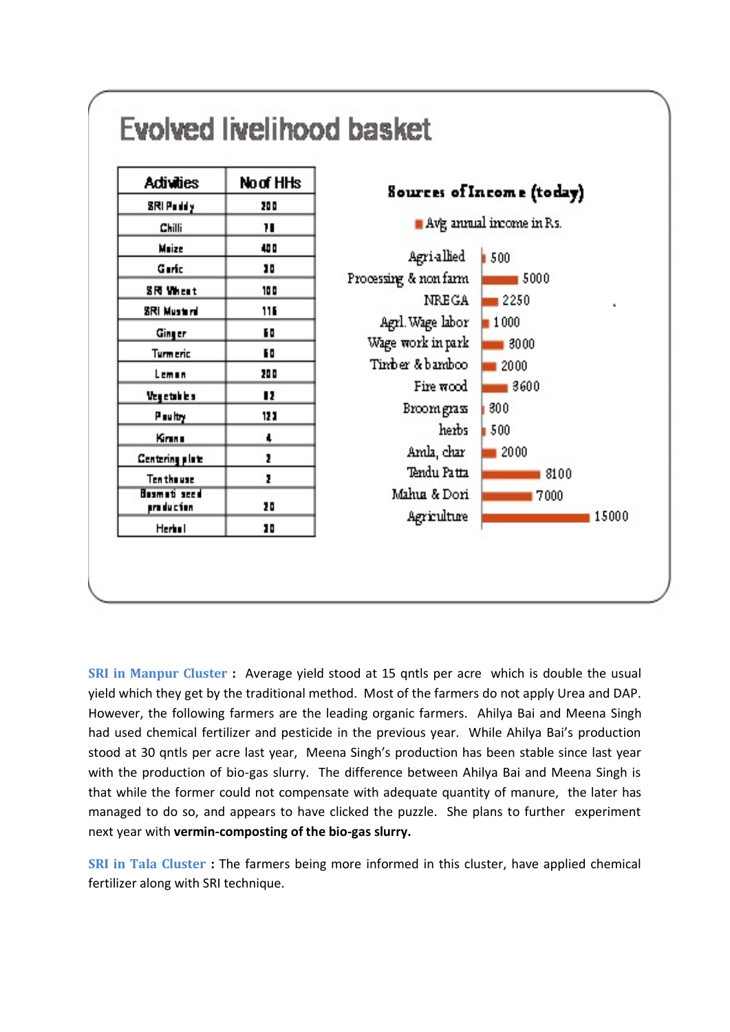## Evolved livelihood basket

| Activities | No of HHs |
|---|---|
| SRI Paddy | 200 |
| Chilli | 78 |
| Maize | 400 |
| Garlic | 30 |
| SRI Wheat | 100 |
| SRI Mustard | 115 |
| Ginger | 60 |
| Turmeric | 60 |
| Lemon | 200 |
| Vegetables | 82 |
| Poultry | 123 |
| Kirana | 4 |
| Centering plate | 2 |
| Tent house | 2 |
| Basmati seed production | 20 |
| Herbal | 30 |

**Sources of Income (today)**

Avg annual income in Rs.

| Source | Avg annual income in Rs. |
|---|---|
| Agri-allied | 500 |
| Processing & non farm | 5000 |
| NREGA | 2250 |
| Agrl. Wage labor | 1000 |
| Wage work in park | 3000 |
| Timber & bamboo | 2000 |
| Fire wood | 3600 |
| Broom grass | 300 |
| herbs | 500 |
| Amla, char | 2000 |
| Tendu Patta | 8100 |
| Mahua & Dori | 7000 |
| Agriculture | 15000 |

**SRI in Manpur Cluster :** Average yield stood at 15 qntls per acre which is double the usual yield which they get by the traditional method. Most of the farmers do not apply Urea and DAP. However, the following farmers are the leading organic farmers. Ahilya Bai and Meena Singh had used chemical fertilizer and pesticide in the previous year. While Ahilya Bai's production stood at 30 qntls per acre last year, Meena Singh's production has been stable since last year with the production of bio-gas slurry. The difference between Ahilya Bai and Meena Singh is that while the former could not compensate with adequate quantity of manure, the later has managed to do so, and appears to have clicked the puzzle. She plans to further experiment next year with **vermin-composting of the bio-gas slurry.**

**SRI in Tala Cluster :** The farmers being more informed in this cluster, have applied chemical fertilizer along with SRI technique.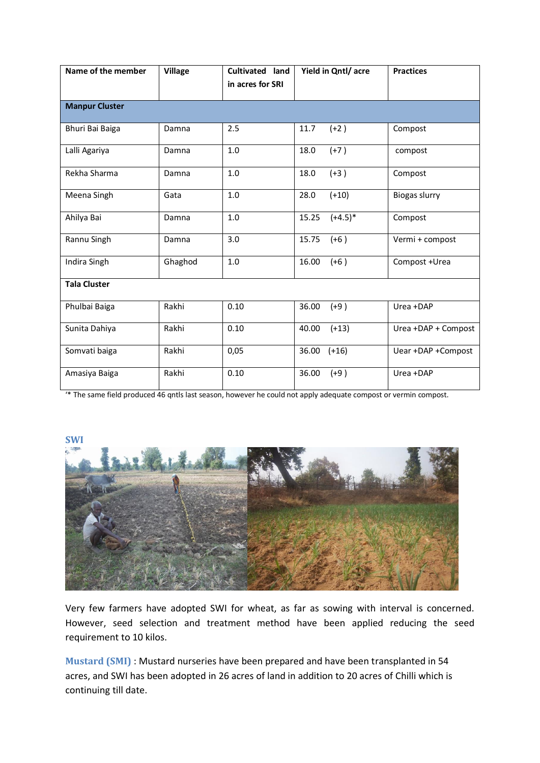| Name of the member | Village | Cultivated land in acres for SRI | Yield in Qntl/ acre | Practices |
|---|---|---|---|---|
| **Manpur Cluster** | | | | |
| Bhuri Bai Baiga | Damna | 2.5 | 11.7 (+2 ) | Compost |
| Lalli Agariya | Damna | 1.0 | 18.0 (+7 ) | compost |
| Rekha Sharma | Damna | 1.0 | 18.0 (+3 ) | Compost |
| Meena Singh | Gata | 1.0 | 28.0 (+10) | Biogas slurry |
| Ahilya Bai | Damna | 1.0 | 15.25 (+4.5)* | Compost |
| Rannu Singh | Damna | 3.0 | 15.75 (+6 ) | Vermi + compost |
| Indira Singh | Ghaghod | 1.0 | 16.00 (+6 ) | Compost +Urea |
| **Tala Cluster** | | | | |
| Phulbai Baiga | Rakhi | 0.10 | 36.00 (+9 ) | Urea +DAP |
| Sunita Dahiya | Rakhi | 0.10 | 40.00 (+13) | Urea +DAP + Compost |
| Somvati baiga | Rakhi | 0,05 | 36.00 (+16) | Uear +DAP +Compost |
| Amasiya Baiga | Rakhi | 0.10 | 36.00 (+9 ) | Urea +DAP |

'* The same field produced 46 qntls last season, however he could not apply adequate compost or vermin compost.

## SWI

Very few farmers have adopted SWI for wheat, as far as sowing with interval is concerned. However, seed selection and treatment method have been applied reducing the seed requirement to 10 kilos.

**Mustard (SMI)** : Mustard nurseries have been prepared and have been transplanted in 54 acres, and SWI has been adopted in 26 acres of land in addition to 20 acres of Chilli which is continuing till date.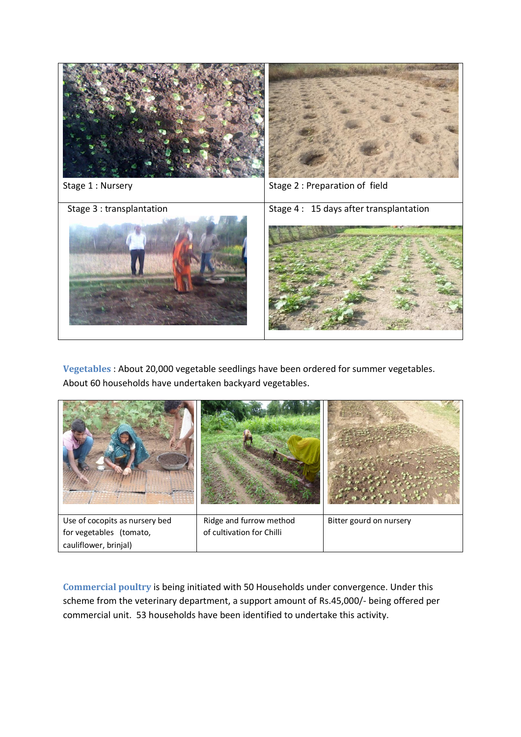| | |
|---|---|
| Stage 1 : Nursery | Stage 2 : Preparation of field |
| Stage 3 : transplantation | Stage 4 : 15 days after transplantation |

**Vegetables** : About 20,000 vegetable seedlings have been ordered for summer vegetables. About 60 households have undertaken backyard vegetables.

| | | |
|---|---|---|
| Use of cocopits as nursery bed for vegetables (tomato, cauliflower, brinjal) | Ridge and furrow method of cultivation for Chilli | Bitter gourd on nursery |

**Commercial poultry** is being initiated with 50 Households under convergence. Under this scheme from the veterinary department, a support amount of Rs.45,000/- being offered per commercial unit. 53 households have been identified to undertake this activity.